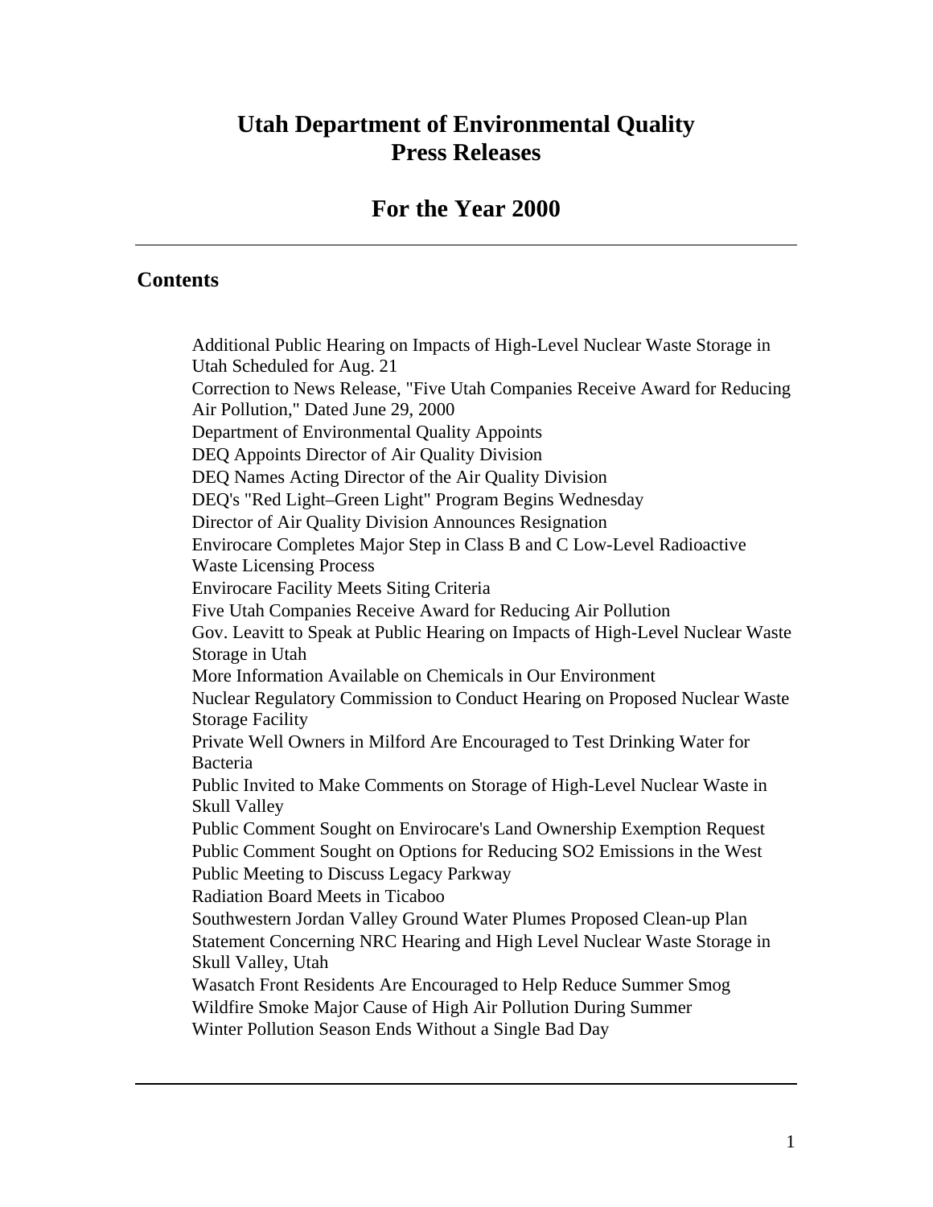# Utah Department of Environmental Quality Press Releases

## For the Year 2000

---

### Contents

Additional Public Hearing on Impacts of High-Level Nuclear Waste Storage in Utah Scheduled for Aug. 21
Correction to News Release, "Five Utah Companies Receive Award for Reducing Air Pollution," Dated June 29, 2000
Department of Environmental Quality Appoints
DEQ Appoints Director of Air Quality Division
DEQ Names Acting Director of the Air Quality Division
DEQ's "Red Light–Green Light" Program Begins Wednesday
Director of Air Quality Division Announces Resignation
Envirocare Completes Major Step in Class B and C Low-Level Radioactive Waste Licensing Process
Envirocare Facility Meets Siting Criteria
Five Utah Companies Receive Award for Reducing Air Pollution
Gov. Leavitt to Speak at Public Hearing on Impacts of High-Level Nuclear Waste Storage in Utah
More Information Available on Chemicals in Our Environment
Nuclear Regulatory Commission to Conduct Hearing on Proposed Nuclear Waste Storage Facility
Private Well Owners in Milford Are Encouraged to Test Drinking Water for Bacteria
Public Invited to Make Comments on Storage of High-Level Nuclear Waste in Skull Valley
Public Comment Sought on Envirocare's Land Ownership Exemption Request
Public Comment Sought on Options for Reducing SO2 Emissions in the West
Public Meeting to Discuss Legacy Parkway
Radiation Board Meets in Ticaboo
Southwestern Jordan Valley Ground Water Plumes Proposed Clean-up Plan
Statement Concerning NRC Hearing and High Level Nuclear Waste Storage in Skull Valley, Utah
Wasatch Front Residents Are Encouraged to Help Reduce Summer Smog
Wildfire Smoke Major Cause of High Air Pollution During Summer
Winter Pollution Season Ends Without a Single Bad Day

---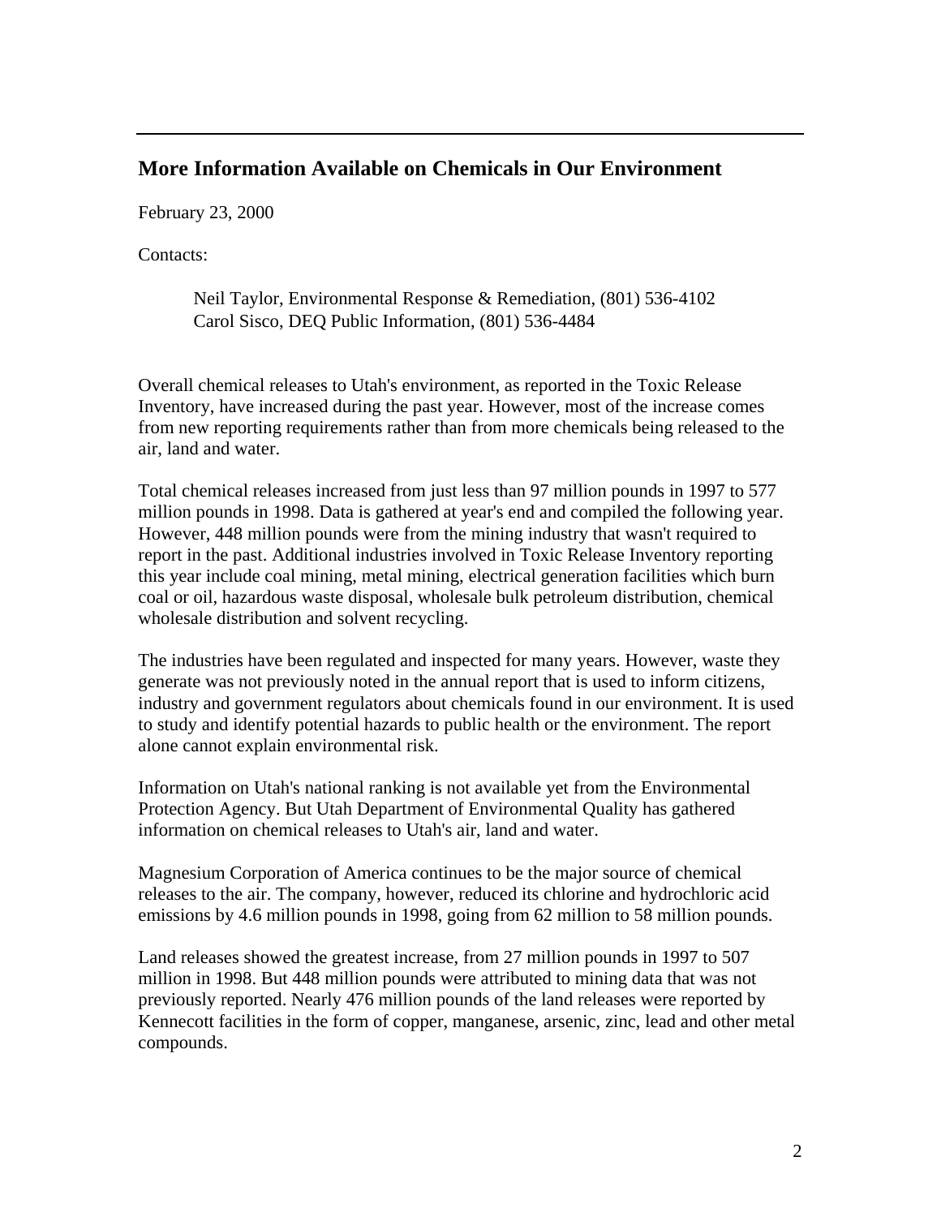## More Information Available on Chemicals in Our Environment

February 23, 2000

Contacts:

Neil Taylor, Environmental Response & Remediation, (801) 536-4102
Carol Sisco, DEQ Public Information, (801) 536-4484

Overall chemical releases to Utah's environment, as reported in the Toxic Release Inventory, have increased during the past year. However, most of the increase comes from new reporting requirements rather than from more chemicals being released to the air, land and water.

Total chemical releases increased from just less than 97 million pounds in 1997 to 577 million pounds in 1998. Data is gathered at year's end and compiled the following year. However, 448 million pounds were from the mining industry that wasn't required to report in the past. Additional industries involved in Toxic Release Inventory reporting this year include coal mining, metal mining, electrical generation facilities which burn coal or oil, hazardous waste disposal, wholesale bulk petroleum distribution, chemical wholesale distribution and solvent recycling.

The industries have been regulated and inspected for many years. However, waste they generate was not previously noted in the annual report that is used to inform citizens, industry and government regulators about chemicals found in our environment. It is used to study and identify potential hazards to public health or the environment. The report alone cannot explain environmental risk.

Information on Utah's national ranking is not available yet from the Environmental Protection Agency. But Utah Department of Environmental Quality has gathered information on chemical releases to Utah's air, land and water.

Magnesium Corporation of America continues to be the major source of chemical releases to the air. The company, however, reduced its chlorine and hydrochloric acid emissions by 4.6 million pounds in 1998, going from 62 million to 58 million pounds.

Land releases showed the greatest increase, from 27 million pounds in 1997 to 507 million in 1998. But 448 million pounds were attributed to mining data that was not previously reported. Nearly 476 million pounds of the land releases were reported by Kennecott facilities in the form of copper, manganese, arsenic, zinc, lead and other metal compounds.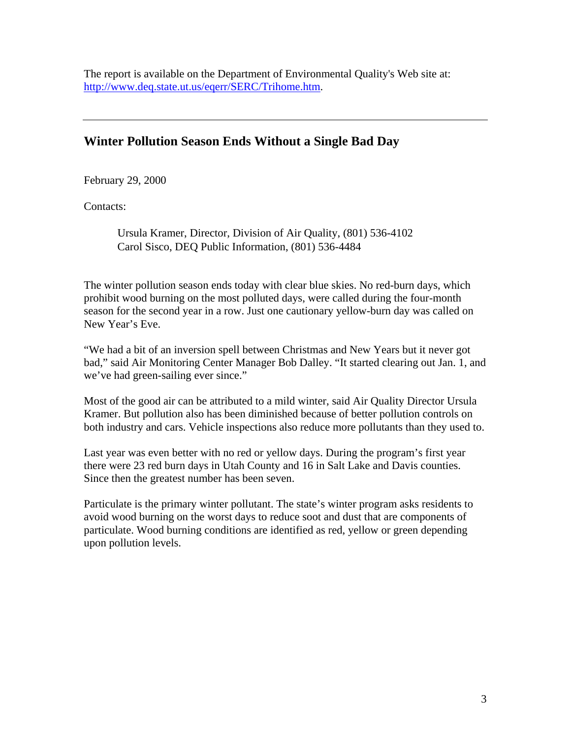The report is available on the Department of Environmental Quality's Web site at: http://www.deq.state.ut.us/eqerr/SERC/Trihome.htm.

---

## Winter Pollution Season Ends Without a Single Bad Day

February 29, 2000

Contacts:

> Ursula Kramer, Director, Division of Air Quality, (801) 536-4102
> Carol Sisco, DEQ Public Information, (801) 536-4484

The winter pollution season ends today with clear blue skies. No red-burn days, which prohibit wood burning on the most polluted days, were called during the four-month season for the second year in a row. Just one cautionary yellow-burn day was called on New Year's Eve.

"We had a bit of an inversion spell between Christmas and New Years but it never got bad," said Air Monitoring Center Manager Bob Dalley. "It started clearing out Jan. 1, and we've had green-sailing ever since."

Most of the good air can be attributed to a mild winter, said Air Quality Director Ursula Kramer. But pollution also has been diminished because of better pollution controls on both industry and cars. Vehicle inspections also reduce more pollutants than they used to.

Last year was even better with no red or yellow days. During the program's first year there were 23 red burn days in Utah County and 16 in Salt Lake and Davis counties. Since then the greatest number has been seven.

Particulate is the primary winter pollutant. The state's winter program asks residents to avoid wood burning on the worst days to reduce soot and dust that are components of particulate. Wood burning conditions are identified as red, yellow or green depending upon pollution levels.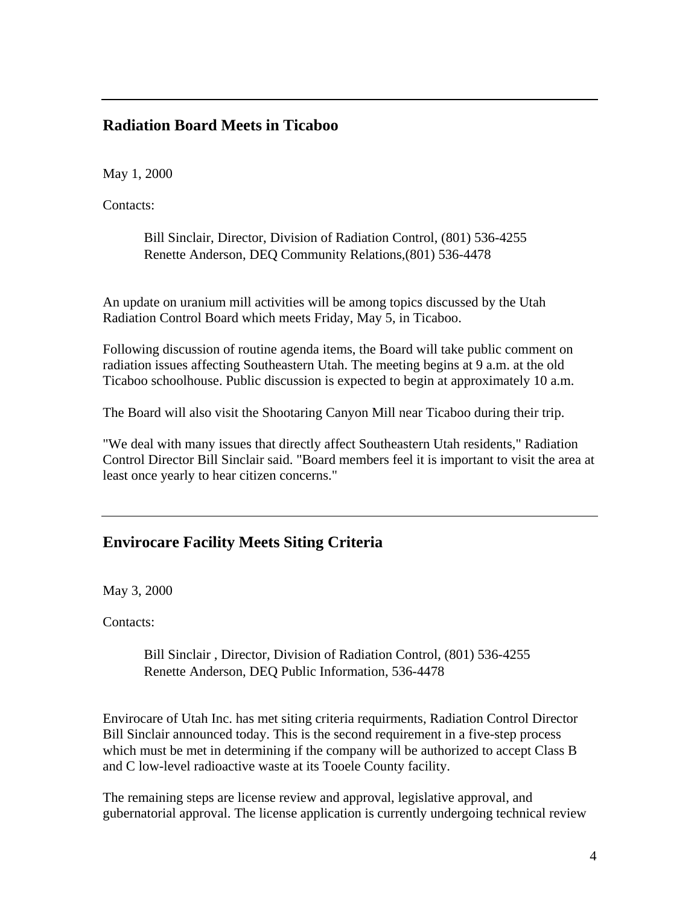---

## Radiation Board Meets in Ticaboo

May 1, 2000

Contacts:

> Bill Sinclair, Director, Division of Radiation Control, (801) 536-4255
> Renette Anderson, DEQ Community Relations,(801) 536-4478

An update on uranium mill activities will be among topics discussed by the Utah Radiation Control Board which meets Friday, May 5, in Ticaboo.

Following discussion of routine agenda items, the Board will take public comment on radiation issues affecting Southeastern Utah. The meeting begins at 9 a.m. at the old Ticaboo schoolhouse. Public discussion is expected to begin at approximately 10 a.m.

The Board will also visit the Shootaring Canyon Mill near Ticaboo during their trip.

"We deal with many issues that directly affect Southeastern Utah residents," Radiation Control Director Bill Sinclair said. "Board members feel it is important to visit the area at least once yearly to hear citizen concerns."

---

## Envirocare Facility Meets Siting Criteria

May 3, 2000

Contacts:

> Bill Sinclair , Director, Division of Radiation Control, (801) 536-4255
> Renette Anderson, DEQ Public Information, 536-4478

Envirocare of Utah Inc. has met siting criteria requirments, Radiation Control Director Bill Sinclair announced today. This is the second requirement in a five-step process which must be met in determining if the company will be authorized to accept Class B and C low-level radioactive waste at its Tooele County facility.

The remaining steps are license review and approval, legislative approval, and gubernatorial approval. The license application is currently undergoing technical review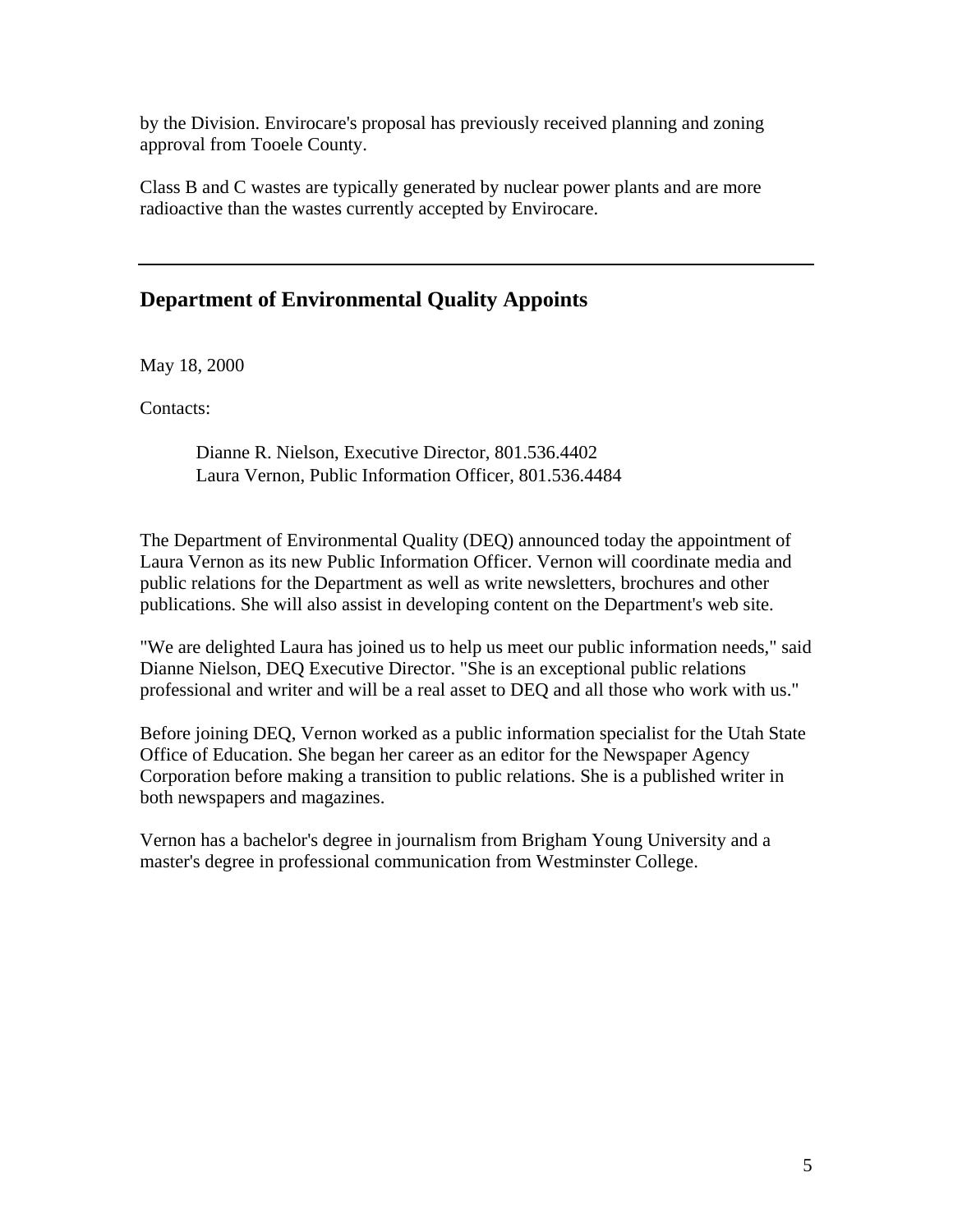by the Division. Envirocare's proposal has previously received planning and zoning approval from Tooele County.

Class B and C wastes are typically generated by nuclear power plants and are more radioactive than the wastes currently accepted by Envirocare.

---

## Department of Environmental Quality Appoints

May 18, 2000

Contacts:

> Dianne R. Nielson, Executive Director, 801.536.4402
> Laura Vernon, Public Information Officer, 801.536.4484

The Department of Environmental Quality (DEQ) announced today the appointment of Laura Vernon as its new Public Information Officer. Vernon will coordinate media and public relations for the Department as well as write newsletters, brochures and other publications. She will also assist in developing content on the Department's web site.

"We are delighted Laura has joined us to help us meet our public information needs," said Dianne Nielson, DEQ Executive Director. "She is an exceptional public relations professional and writer and will be a real asset to DEQ and all those who work with us."

Before joining DEQ, Vernon worked as a public information specialist for the Utah State Office of Education. She began her career as an editor for the Newspaper Agency Corporation before making a transition to public relations. She is a published writer in both newspapers and magazines.

Vernon has a bachelor's degree in journalism from Brigham Young University and a master's degree in professional communication from Westminster College.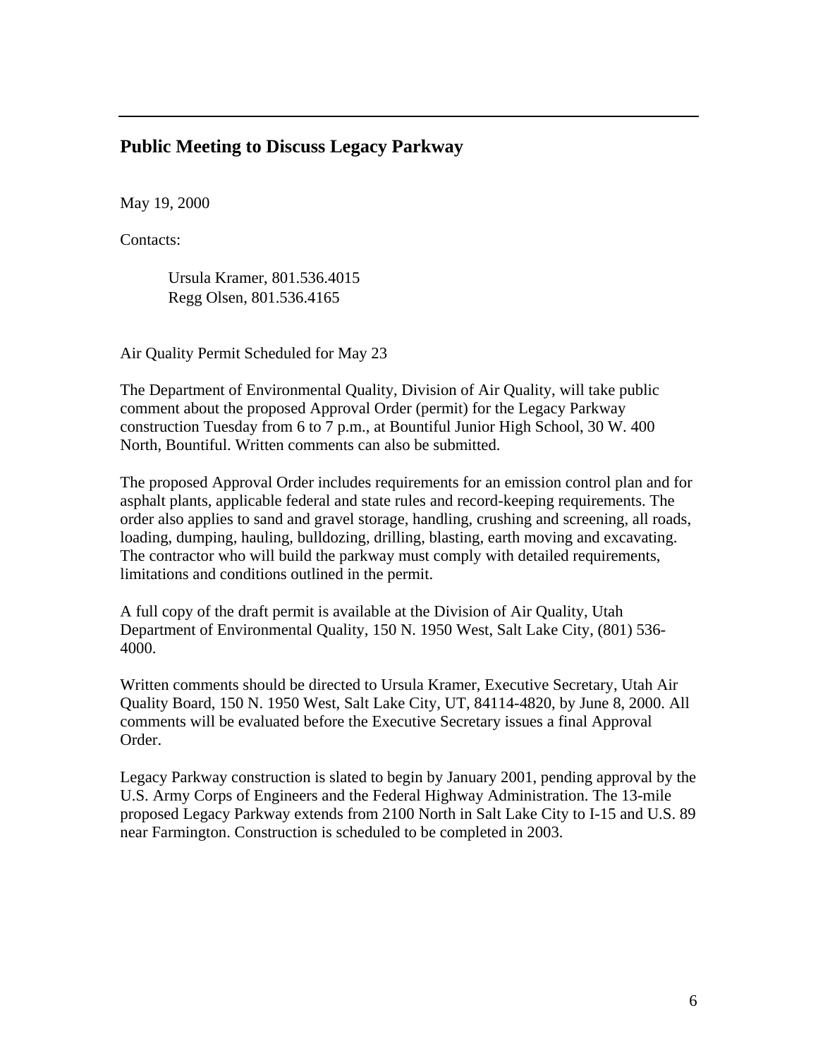## Public Meeting to Discuss Legacy Parkway

May 19, 2000

Contacts:

> Ursula Kramer, 801.536.4015
> Regg Olsen, 801.536.4165

Air Quality Permit Scheduled for May 23

The Department of Environmental Quality, Division of Air Quality, will take public comment about the proposed Approval Order (permit) for the Legacy Parkway construction Tuesday from 6 to 7 p.m., at Bountiful Junior High School, 30 W. 400 North, Bountiful. Written comments can also be submitted.

The proposed Approval Order includes requirements for an emission control plan and for asphalt plants, applicable federal and state rules and record-keeping requirements. The order also applies to sand and gravel storage, handling, crushing and screening, all roads, loading, dumping, hauling, bulldozing, drilling, blasting, earth moving and excavating. The contractor who will build the parkway must comply with detailed requirements, limitations and conditions outlined in the permit.

A full copy of the draft permit is available at the Division of Air Quality, Utah Department of Environmental Quality, 150 N. 1950 West, Salt Lake City, (801) 536-4000.

Written comments should be directed to Ursula Kramer, Executive Secretary, Utah Air Quality Board, 150 N. 1950 West, Salt Lake City, UT, 84114-4820, by June 8, 2000. All comments will be evaluated before the Executive Secretary issues a final Approval Order.

Legacy Parkway construction is slated to begin by January 2001, pending approval by the U.S. Army Corps of Engineers and the Federal Highway Administration. The 13-mile proposed Legacy Parkway extends from 2100 North in Salt Lake City to I-15 and U.S. 89 near Farmington. Construction is scheduled to be completed in 2003.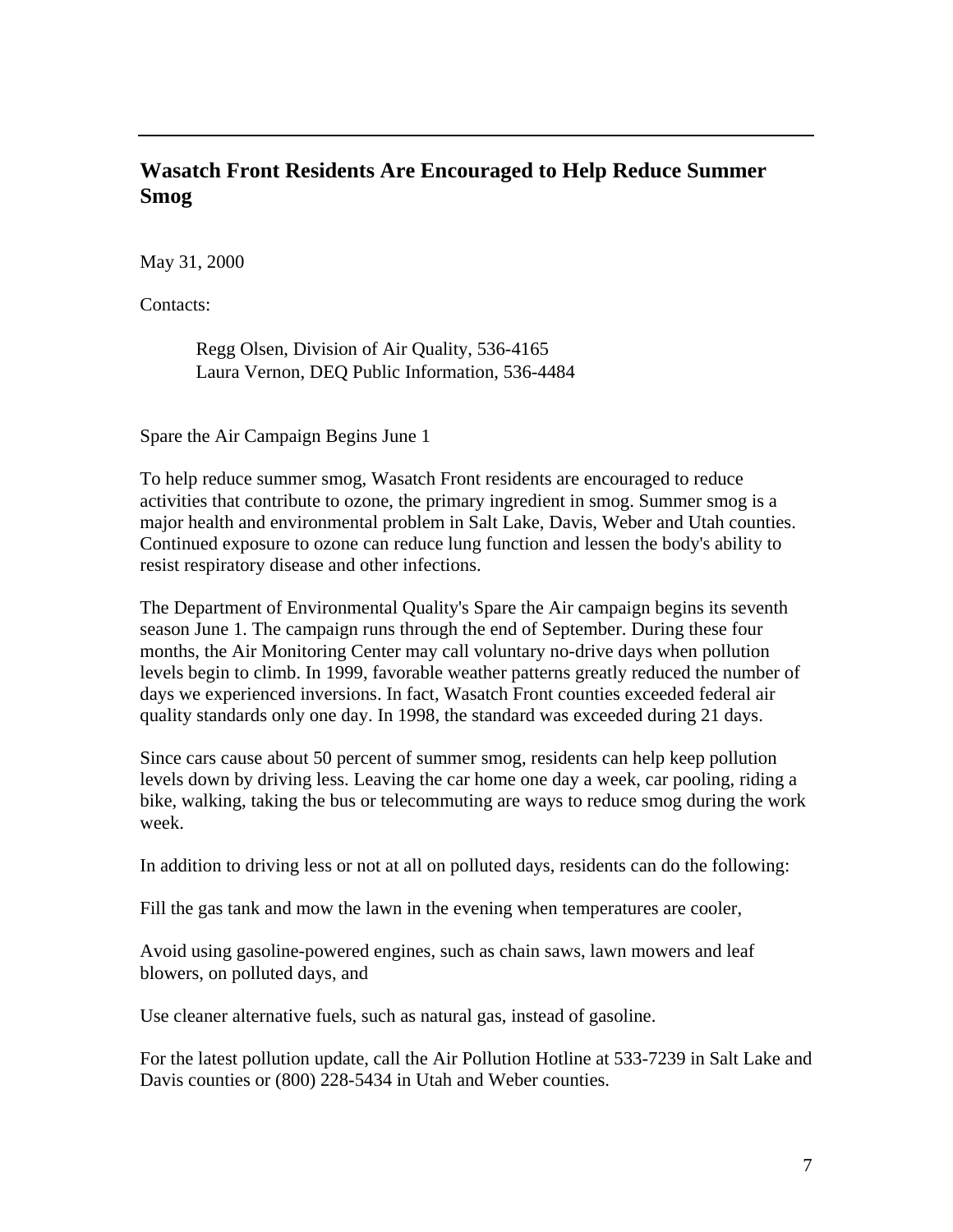## Wasatch Front Residents Are Encouraged to Help Reduce Summer Smog

May 31, 2000

Contacts:

Regg Olsen, Division of Air Quality, 536-4165
Laura Vernon, DEQ Public Information, 536-4484

Spare the Air Campaign Begins June 1

To help reduce summer smog, Wasatch Front residents are encouraged to reduce activities that contribute to ozone, the primary ingredient in smog. Summer smog is a major health and environmental problem in Salt Lake, Davis, Weber and Utah counties. Continued exposure to ozone can reduce lung function and lessen the body's ability to resist respiratory disease and other infections.

The Department of Environmental Quality's Spare the Air campaign begins its seventh season June 1. The campaign runs through the end of September. During these four months, the Air Monitoring Center may call voluntary no-drive days when pollution levels begin to climb. In 1999, favorable weather patterns greatly reduced the number of days we experienced inversions. In fact, Wasatch Front counties exceeded federal air quality standards only one day. In 1998, the standard was exceeded during 21 days.

Since cars cause about 50 percent of summer smog, residents can help keep pollution levels down by driving less. Leaving the car home one day a week, car pooling, riding a bike, walking, taking the bus or telecommuting are ways to reduce smog during the work week.

In addition to driving less or not at all on polluted days, residents can do the following:

Fill the gas tank and mow the lawn in the evening when temperatures are cooler,

Avoid using gasoline-powered engines, such as chain saws, lawn mowers and leaf blowers, on polluted days, and

Use cleaner alternative fuels, such as natural gas, instead of gasoline.

For the latest pollution update, call the Air Pollution Hotline at 533-7239 in Salt Lake and Davis counties or (800) 228-5434 in Utah and Weber counties.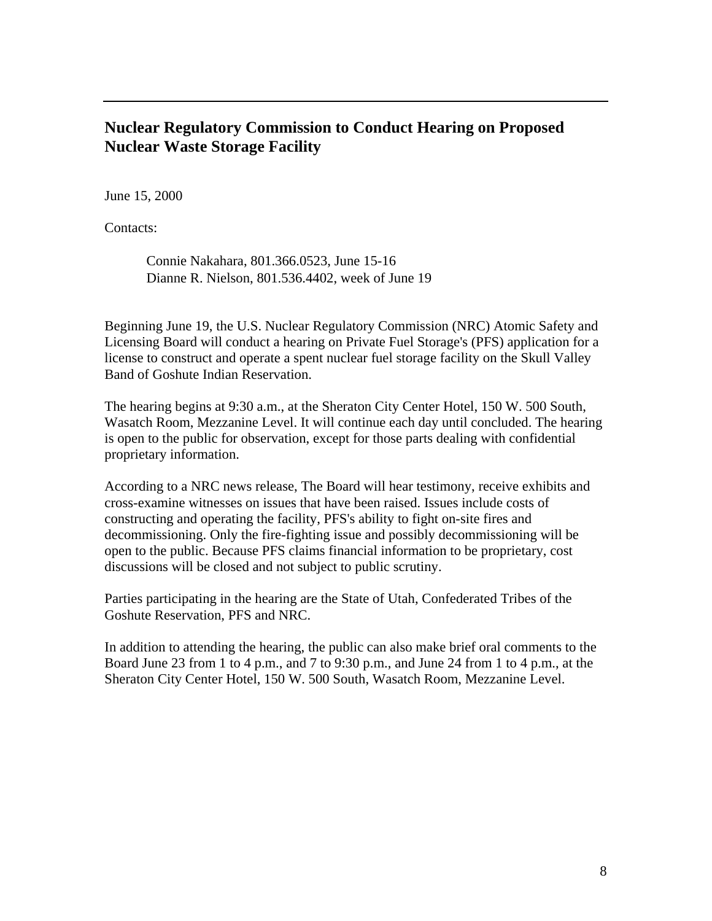## Nuclear Regulatory Commission to Conduct Hearing on Proposed Nuclear Waste Storage Facility

June 15, 2000

Contacts:

> Connie Nakahara, 801.366.0523, June 15-16
> Dianne R. Nielson, 801.536.4402, week of June 19

Beginning June 19, the U.S. Nuclear Regulatory Commission (NRC) Atomic Safety and Licensing Board will conduct a hearing on Private Fuel Storage's (PFS) application for a license to construct and operate a spent nuclear fuel storage facility on the Skull Valley Band of Goshute Indian Reservation.

The hearing begins at 9:30 a.m., at the Sheraton City Center Hotel, 150 W. 500 South, Wasatch Room, Mezzanine Level. It will continue each day until concluded. The hearing is open to the public for observation, except for those parts dealing with confidential proprietary information.

According to a NRC news release, The Board will hear testimony, receive exhibits and cross-examine witnesses on issues that have been raised. Issues include costs of constructing and operating the facility, PFS's ability to fight on-site fires and decommissioning. Only the fire-fighting issue and possibly decommissioning will be open to the public. Because PFS claims financial information to be proprietary, cost discussions will be closed and not subject to public scrutiny.

Parties participating in the hearing are the State of Utah, Confederated Tribes of the Goshute Reservation, PFS and NRC.

In addition to attending the hearing, the public can also make brief oral comments to the Board June 23 from 1 to 4 p.m., and 7 to 9:30 p.m., and June 24 from 1 to 4 p.m., at the Sheraton City Center Hotel, 150 W. 500 South, Wasatch Room, Mezzanine Level.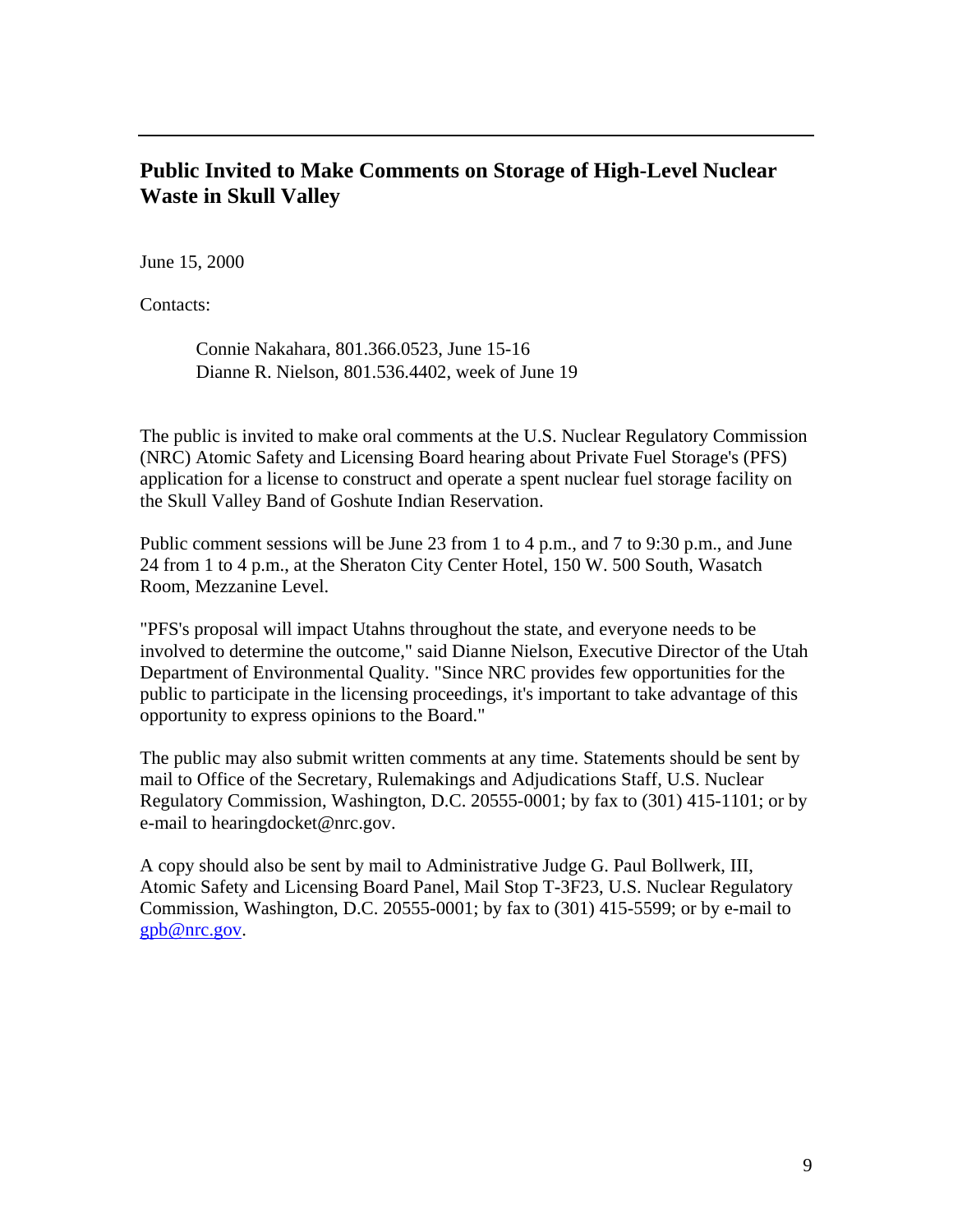## Public Invited to Make Comments on Storage of High-Level Nuclear Waste in Skull Valley

June 15, 2000

Contacts:

> Connie Nakahara, 801.366.0523, June 15-16
> Dianne R. Nielson, 801.536.4402, week of June 19

The public is invited to make oral comments at the U.S. Nuclear Regulatory Commission (NRC) Atomic Safety and Licensing Board hearing about Private Fuel Storage's (PFS) application for a license to construct and operate a spent nuclear fuel storage facility on the Skull Valley Band of Goshute Indian Reservation.

Public comment sessions will be June 23 from 1 to 4 p.m., and 7 to 9:30 p.m., and June 24 from 1 to 4 p.m., at the Sheraton City Center Hotel, 150 W. 500 South, Wasatch Room, Mezzanine Level.

"PFS's proposal will impact Utahns throughout the state, and everyone needs to be involved to determine the outcome," said Dianne Nielson, Executive Director of the Utah Department of Environmental Quality. "Since NRC provides few opportunities for the public to participate in the licensing proceedings, it's important to take advantage of this opportunity to express opinions to the Board."

The public may also submit written comments at any time. Statements should be sent by mail to Office of the Secretary, Rulemakings and Adjudications Staff, U.S. Nuclear Regulatory Commission, Washington, D.C. 20555-0001; by fax to (301) 415-1101; or by e-mail to hearingdocket@nrc.gov.

A copy should also be sent by mail to Administrative Judge G. Paul Bollwerk, III, Atomic Safety and Licensing Board Panel, Mail Stop T-3F23, U.S. Nuclear Regulatory Commission, Washington, D.C. 20555-0001; by fax to (301) 415-5599; or by e-mail to gpb@nrc.gov.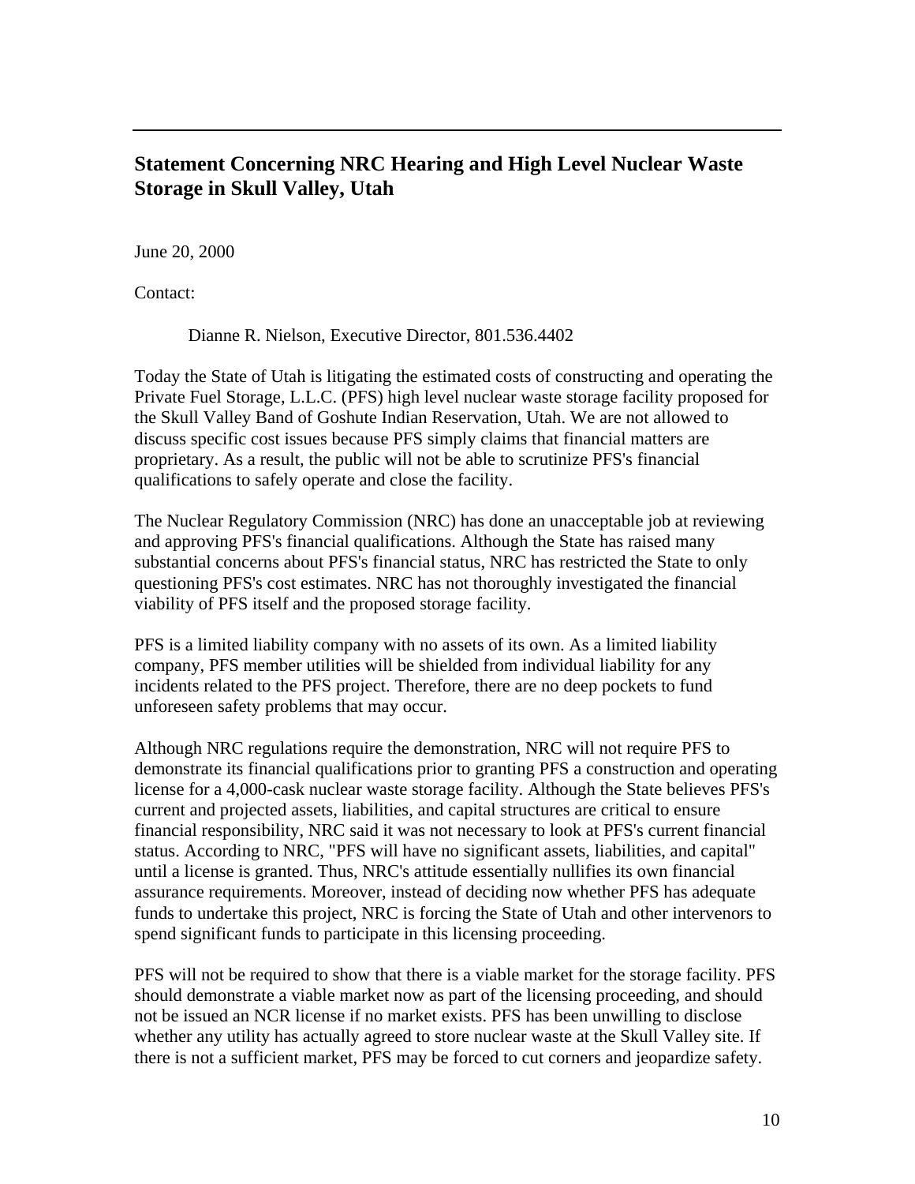## Statement Concerning NRC Hearing and High Level Nuclear Waste Storage in Skull Valley, Utah

June 20, 2000

Contact:

Dianne R. Nielson, Executive Director, 801.536.4402

Today the State of Utah is litigating the estimated costs of constructing and operating the Private Fuel Storage, L.L.C. (PFS) high level nuclear waste storage facility proposed for the Skull Valley Band of Goshute Indian Reservation, Utah. We are not allowed to discuss specific cost issues because PFS simply claims that financial matters are proprietary. As a result, the public will not be able to scrutinize PFS's financial qualifications to safely operate and close the facility.

The Nuclear Regulatory Commission (NRC) has done an unacceptable job at reviewing and approving PFS's financial qualifications. Although the State has raised many substantial concerns about PFS's financial status, NRC has restricted the State to only questioning PFS's cost estimates. NRC has not thoroughly investigated the financial viability of PFS itself and the proposed storage facility.

PFS is a limited liability company with no assets of its own. As a limited liability company, PFS member utilities will be shielded from individual liability for any incidents related to the PFS project. Therefore, there are no deep pockets to fund unforeseen safety problems that may occur.

Although NRC regulations require the demonstration, NRC will not require PFS to demonstrate its financial qualifications prior to granting PFS a construction and operating license for a 4,000-cask nuclear waste storage facility. Although the State believes PFS's current and projected assets, liabilities, and capital structures are critical to ensure financial responsibility, NRC said it was not necessary to look at PFS's current financial status. According to NRC, "PFS will have no significant assets, liabilities, and capital" until a license is granted. Thus, NRC's attitude essentially nullifies its own financial assurance requirements. Moreover, instead of deciding now whether PFS has adequate funds to undertake this project, NRC is forcing the State of Utah and other intervenors to spend significant funds to participate in this licensing proceeding.

PFS will not be required to show that there is a viable market for the storage facility. PFS should demonstrate a viable market now as part of the licensing proceeding, and should not be issued an NCR license if no market exists. PFS has been unwilling to disclose whether any utility has actually agreed to store nuclear waste at the Skull Valley site. If there is not a sufficient market, PFS may be forced to cut corners and jeopardize safety.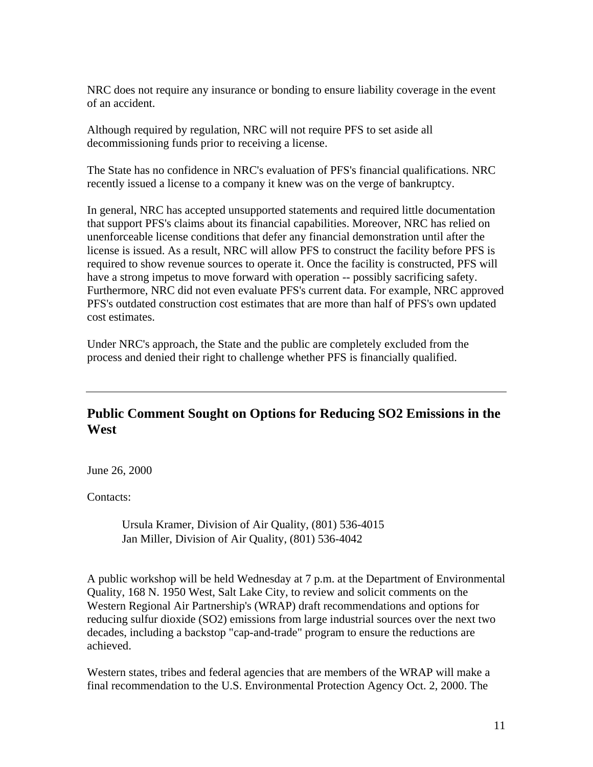NRC does not require any insurance or bonding to ensure liability coverage in the event of an accident.

Although required by regulation, NRC will not require PFS to set aside all decommissioning funds prior to receiving a license.

The State has no confidence in NRC's evaluation of PFS's financial qualifications. NRC recently issued a license to a company it knew was on the verge of bankruptcy.

In general, NRC has accepted unsupported statements and required little documentation that support PFS's claims about its financial capabilities. Moreover, NRC has relied on unenforceable license conditions that defer any financial demonstration until after the license is issued. As a result, NRC will allow PFS to construct the facility before PFS is required to show revenue sources to operate it. Once the facility is constructed, PFS will have a strong impetus to move forward with operation -- possibly sacrificing safety. Furthermore, NRC did not even evaluate PFS's current data. For example, NRC approved PFS's outdated construction cost estimates that are more than half of PFS's own updated cost estimates.

Under NRC's approach, the State and the public are completely excluded from the process and denied their right to challenge whether PFS is financially qualified.

---

## Public Comment Sought on Options for Reducing SO2 Emissions in the West

June 26, 2000

Contacts:

> Ursula Kramer, Division of Air Quality, (801) 536-4015
> Jan Miller, Division of Air Quality, (801) 536-4042

A public workshop will be held Wednesday at 7 p.m. at the Department of Environmental Quality, 168 N. 1950 West, Salt Lake City, to review and solicit comments on the Western Regional Air Partnership's (WRAP) draft recommendations and options for reducing sulfur dioxide ($SO_2$) emissions from large industrial sources over the next two decades, including a backstop "cap-and-trade" program to ensure the reductions are achieved.

Western states, tribes and federal agencies that are members of the WRAP will make a final recommendation to the U.S. Environmental Protection Agency Oct. 2, 2000. The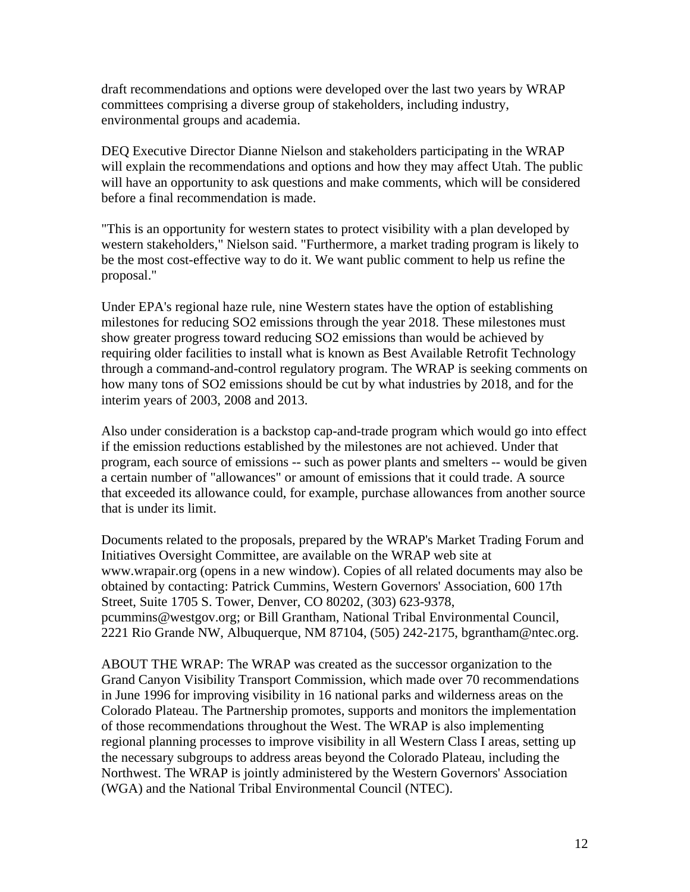draft recommendations and options were developed over the last two years by WRAP committees comprising a diverse group of stakeholders, including industry, environmental groups and academia.

DEQ Executive Director Dianne Nielson and stakeholders participating in the WRAP will explain the recommendations and options and how they may affect Utah. The public will have an opportunity to ask questions and make comments, which will be considered before a final recommendation is made.

"This is an opportunity for western states to protect visibility with a plan developed by western stakeholders," Nielson said. "Furthermore, a market trading program is likely to be the most cost-effective way to do it. We want public comment to help us refine the proposal."

Under EPA's regional haze rule, nine Western states have the option of establishing milestones for reducing $SO_2$ emissions through the year 2018. These milestones must show greater progress toward reducing $SO_2$ emissions than would be achieved by requiring older facilities to install what is known as Best Available Retrofit Technology through a command-and-control regulatory program. The WRAP is seeking comments on how many tons of $SO_2$ emissions should be cut by what industries by 2018, and for the interim years of 2003, 2008 and 2013.

Also under consideration is a backstop cap-and-trade program which would go into effect if the emission reductions established by the milestones are not achieved. Under that program, each source of emissions -- such as power plants and smelters -- would be given a certain number of "allowances" or amount of emissions that it could trade. A source that exceeded its allowance could, for example, purchase allowances from another source that is under its limit.

Documents related to the proposals, prepared by the WRAP's Market Trading Forum and Initiatives Oversight Committee, are available on the WRAP web site at www.wrapair.org (opens in a new window). Copies of all related documents may also be obtained by contacting: Patrick Cummins, Western Governors' Association, 600 17th Street, Suite 1705 S. Tower, Denver, CO 80202, (303) 623-9378, pcummins@westgov.org; or Bill Grantham, National Tribal Environmental Council, 2221 Rio Grande NW, Albuquerque, NM 87104, (505) 242-2175, bgrantham@ntec.org.

ABOUT THE WRAP: The WRAP was created as the successor organization to the Grand Canyon Visibility Transport Commission, which made over 70 recommendations in June 1996 for improving visibility in 16 national parks and wilderness areas on the Colorado Plateau. The Partnership promotes, supports and monitors the implementation of those recommendations throughout the West. The WRAP is also implementing regional planning processes to improve visibility in all Western Class I areas, setting up the necessary subgroups to address areas beyond the Colorado Plateau, including the Northwest. The WRAP is jointly administered by the Western Governors' Association (WGA) and the National Tribal Environmental Council (NTEC).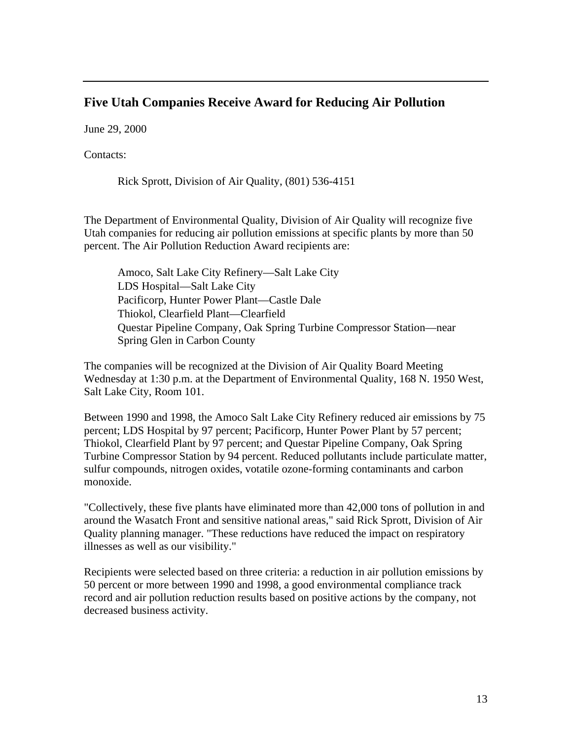---

## Five Utah Companies Receive Award for Reducing Air Pollution

June 29, 2000

Contacts:

> Rick Sprott, Division of Air Quality, (801) 536-4151

The Department of Environmental Quality, Division of Air Quality will recognize five Utah companies for reducing air pollution emissions at specific plants by more than 50 percent. The Air Pollution Reduction Award recipients are:

> Amoco, Salt Lake City Refinery—Salt Lake City
> LDS Hospital—Salt Lake City
> Pacificorp, Hunter Power Plant—Castle Dale
> Thiokol, Clearfield Plant—Clearfield
> Questar Pipeline Company, Oak Spring Turbine Compressor Station—near Spring Glen in Carbon County

The companies will be recognized at the Division of Air Quality Board Meeting Wednesday at 1:30 p.m. at the Department of Environmental Quality, 168 N. 1950 West, Salt Lake City, Room 101.

Between 1990 and 1998, the Amoco Salt Lake City Refinery reduced air emissions by 75 percent; LDS Hospital by 97 percent; Pacificorp, Hunter Power Plant by 57 percent; Thiokol, Clearfield Plant by 97 percent; and Questar Pipeline Company, Oak Spring Turbine Compressor Station by 94 percent. Reduced pollutants include particulate matter, sulfur compounds, nitrogen oxides, votatile ozone-forming contaminants and carbon monoxide.

"Collectively, these five plants have eliminated more than 42,000 tons of pollution in and around the Wasatch Front and sensitive national areas," said Rick Sprott, Division of Air Quality planning manager. "These reductions have reduced the impact on respiratory illnesses as well as our visibility."

Recipients were selected based on three criteria: a reduction in air pollution emissions by 50 percent or more between 1990 and 1998, a good environmental compliance track record and air pollution reduction results based on positive actions by the company, not decreased business activity.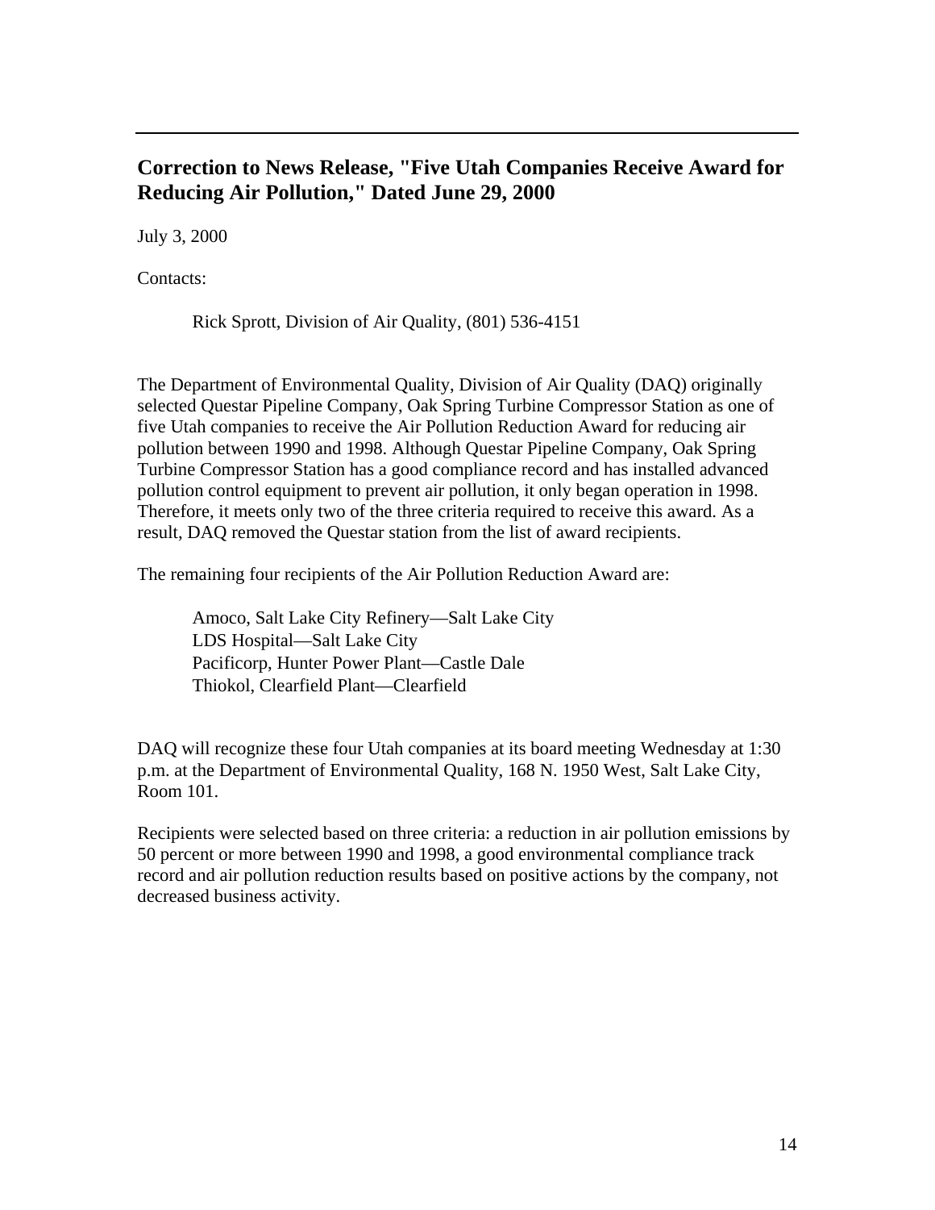---

## Correction to News Release, "Five Utah Companies Receive Award for Reducing Air Pollution," Dated June 29, 2000

July 3, 2000

Contacts:

> Rick Sprott, Division of Air Quality, (801) 536-4151

The Department of Environmental Quality, Division of Air Quality (DAQ) originally selected Questar Pipeline Company, Oak Spring Turbine Compressor Station as one of five Utah companies to receive the Air Pollution Reduction Award for reducing air pollution between 1990 and 1998. Although Questar Pipeline Company, Oak Spring Turbine Compressor Station has a good compliance record and has installed advanced pollution control equipment to prevent air pollution, it only began operation in 1998. Therefore, it meets only two of the three criteria required to receive this award. As a result, DAQ removed the Questar station from the list of award recipients.

The remaining four recipients of the Air Pollution Reduction Award are:

> Amoco, Salt Lake City Refinery—Salt Lake City
> LDS Hospital—Salt Lake City
> Pacificorp, Hunter Power Plant—Castle Dale
> Thiokol, Clearfield Plant—Clearfield

DAQ will recognize these four Utah companies at its board meeting Wednesday at 1:30 p.m. at the Department of Environmental Quality, 168 N. 1950 West, Salt Lake City, Room 101.

Recipients were selected based on three criteria: a reduction in air pollution emissions by 50 percent or more between 1990 and 1998, a good environmental compliance track record and air pollution reduction results based on positive actions by the company, not decreased business activity.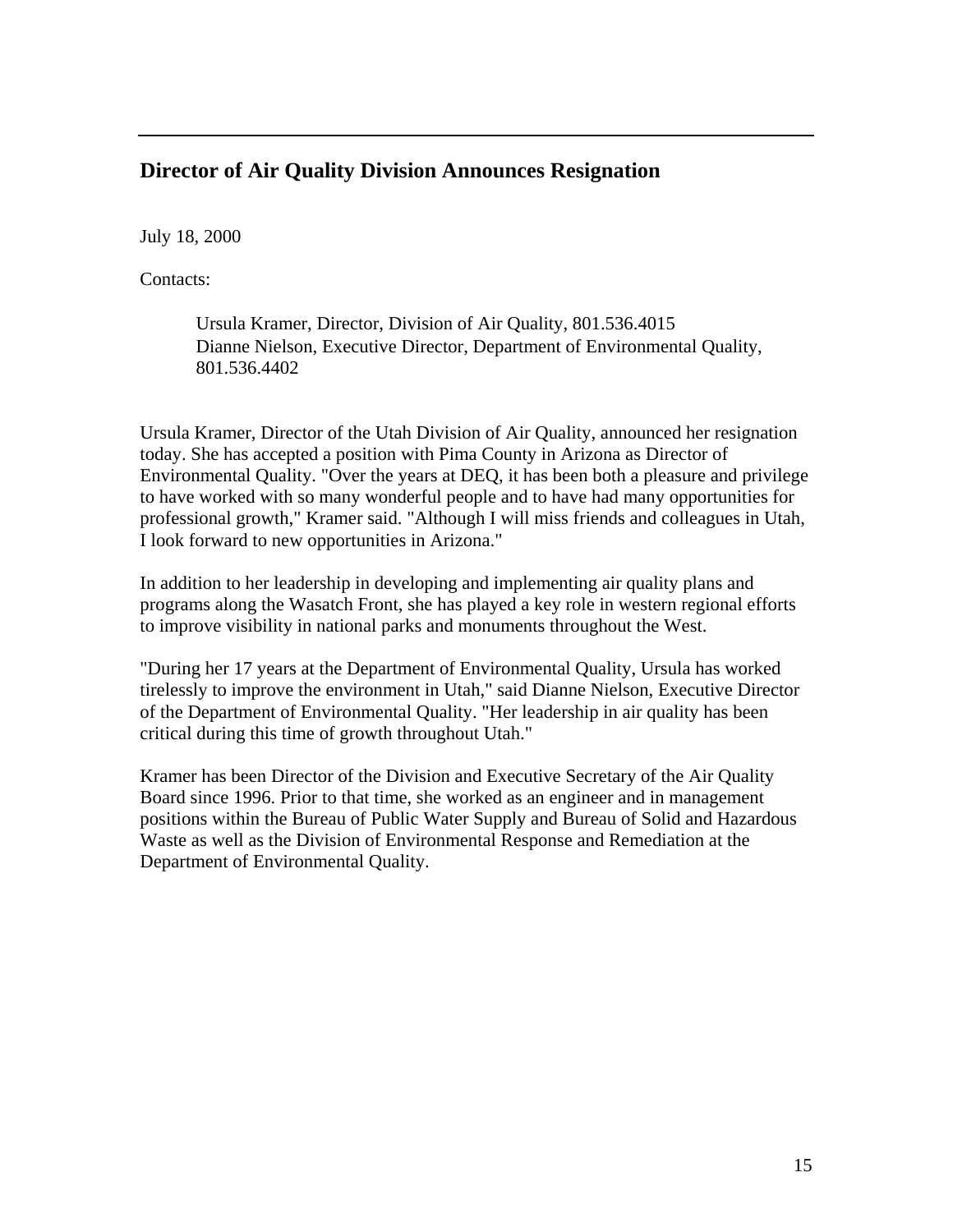---

## Director of Air Quality Division Announces Resignation

July 18, 2000

Contacts:

> Ursula Kramer, Director, Division of Air Quality, 801.536.4015
> Dianne Nielson, Executive Director, Department of Environmental Quality, 801.536.4402

Ursula Kramer, Director of the Utah Division of Air Quality, announced her resignation today. She has accepted a position with Pima County in Arizona as Director of Environmental Quality. "Over the years at DEQ, it has been both a pleasure and privilege to have worked with so many wonderful people and to have had many opportunities for professional growth," Kramer said. "Although I will miss friends and colleagues in Utah, I look forward to new opportunities in Arizona."

In addition to her leadership in developing and implementing air quality plans and programs along the Wasatch Front, she has played a key role in western regional efforts to improve visibility in national parks and monuments throughout the West.

"During her 17 years at the Department of Environmental Quality, Ursula has worked tirelessly to improve the environment in Utah," said Dianne Nielson, Executive Director of the Department of Environmental Quality. "Her leadership in air quality has been critical during this time of growth throughout Utah."

Kramer has been Director of the Division and Executive Secretary of the Air Quality Board since 1996. Prior to that time, she worked as an engineer and in management positions within the Bureau of Public Water Supply and Bureau of Solid and Hazardous Waste as well as the Division of Environmental Response and Remediation at the Department of Environmental Quality.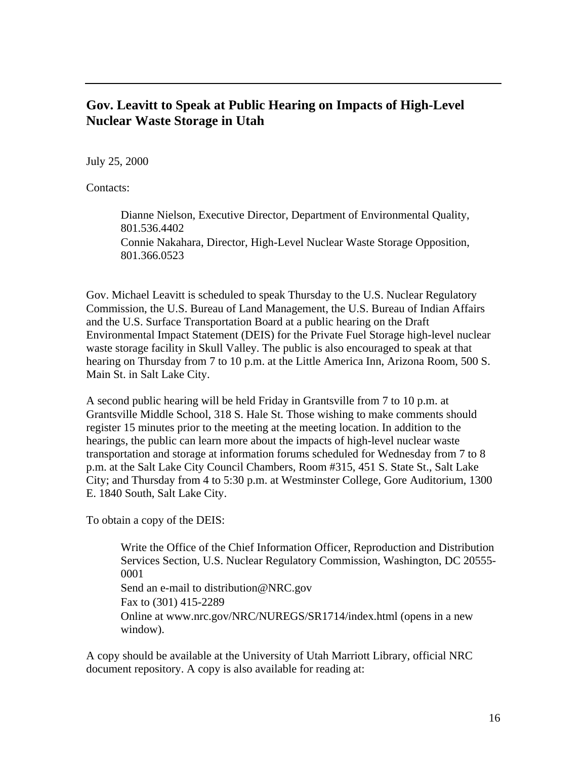## Gov. Leavitt to Speak at Public Hearing on Impacts of High-Level Nuclear Waste Storage in Utah

July 25, 2000

Contacts:

> Dianne Nielson, Executive Director, Department of Environmental Quality, 801.536.4402
> Connie Nakahara, Director, High-Level Nuclear Waste Storage Opposition, 801.366.0523

Gov. Michael Leavitt is scheduled to speak Thursday to the U.S. Nuclear Regulatory Commission, the U.S. Bureau of Land Management, the U.S. Bureau of Indian Affairs and the U.S. Surface Transportation Board at a public hearing on the Draft Environmental Impact Statement (DEIS) for the Private Fuel Storage high-level nuclear waste storage facility in Skull Valley. The public is also encouraged to speak at that hearing on Thursday from 7 to 10 p.m. at the Little America Inn, Arizona Room, 500 S. Main St. in Salt Lake City.

A second public hearing will be held Friday in Grantsville from 7 to 10 p.m. at Grantsville Middle School, 318 S. Hale St. Those wishing to make comments should register 15 minutes prior to the meeting at the meeting location. In addition to the hearings, the public can learn more about the impacts of high-level nuclear waste transportation and storage at information forums scheduled for Wednesday from 7 to 8 p.m. at the Salt Lake City Council Chambers, Room #315, 451 S. State St., Salt Lake City; and Thursday from 4 to 5:30 p.m. at Westminster College, Gore Auditorium, 1300 E. 1840 South, Salt Lake City.

To obtain a copy of the DEIS:

> Write the Office of the Chief Information Officer, Reproduction and Distribution Services Section, U.S. Nuclear Regulatory Commission, Washington, DC 20555-0001
> Send an e-mail to distribution@NRC.gov
> Fax to (301) 415-2289
> Online at www.nrc.gov/NRC/NUREGS/SR1714/index.html (opens in a new window).

A copy should be available at the University of Utah Marriott Library, official NRC document repository. A copy is also available for reading at: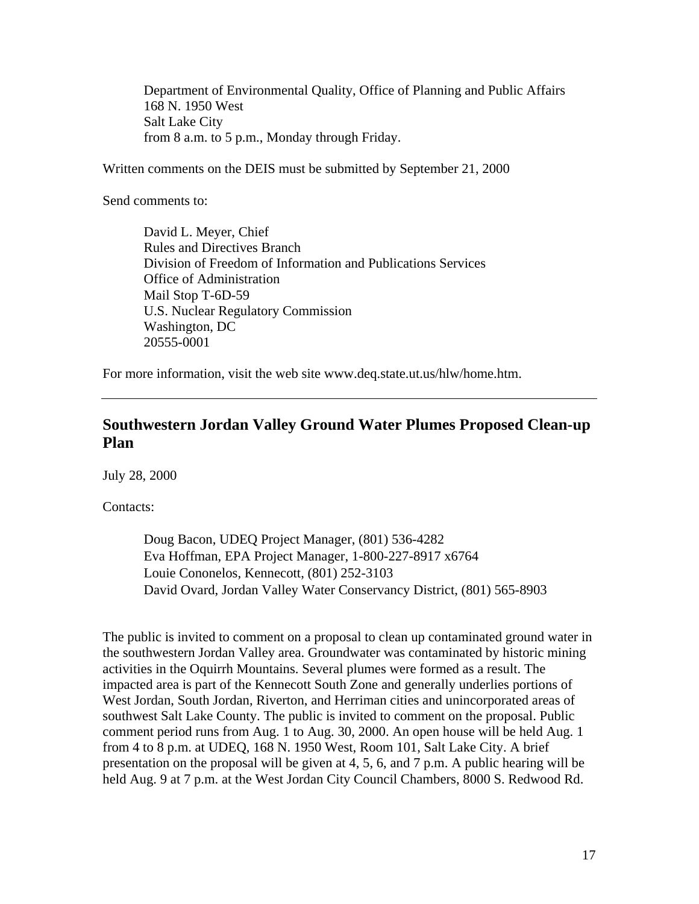Department of Environmental Quality, Office of Planning and Public Affairs
168 N. 1950 West
Salt Lake City
from 8 a.m. to 5 p.m., Monday through Friday.

Written comments on the DEIS must be submitted by September 21, 2000

Send comments to:

David L. Meyer, Chief
Rules and Directives Branch
Division of Freedom of Information and Publications Services
Office of Administration
Mail Stop T-6D-59
U.S. Nuclear Regulatory Commission
Washington, DC
20555-0001

For more information, visit the web site www.deq.state.ut.us/hlw/home.htm.

---

## Southwestern Jordan Valley Ground Water Plumes Proposed Clean-up Plan

July 28, 2000

Contacts:

Doug Bacon, UDEQ Project Manager, (801) 536-4282
Eva Hoffman, EPA Project Manager, 1-800-227-8917 x6764
Louie Cononelos, Kennecott, (801) 252-3103
David Ovard, Jordan Valley Water Conservancy District, (801) 565-8903

The public is invited to comment on a proposal to clean up contaminated ground water in the southwestern Jordan Valley area. Groundwater was contaminated by historic mining activities in the Oquirrh Mountains. Several plumes were formed as a result. The impacted area is part of the Kennecott South Zone and generally underlies portions of West Jordan, South Jordan, Riverton, and Herriman cities and unincorporated areas of southwest Salt Lake County. The public is invited to comment on the proposal. Public comment period runs from Aug. 1 to Aug. 30, 2000. An open house will be held Aug. 1 from 4 to 8 p.m. at UDEQ, 168 N. 1950 West, Room 101, Salt Lake City. A brief presentation on the proposal will be given at 4, 5, 6, and 7 p.m. A public hearing will be held Aug. 9 at 7 p.m. at the West Jordan City Council Chambers, 8000 S. Redwood Rd.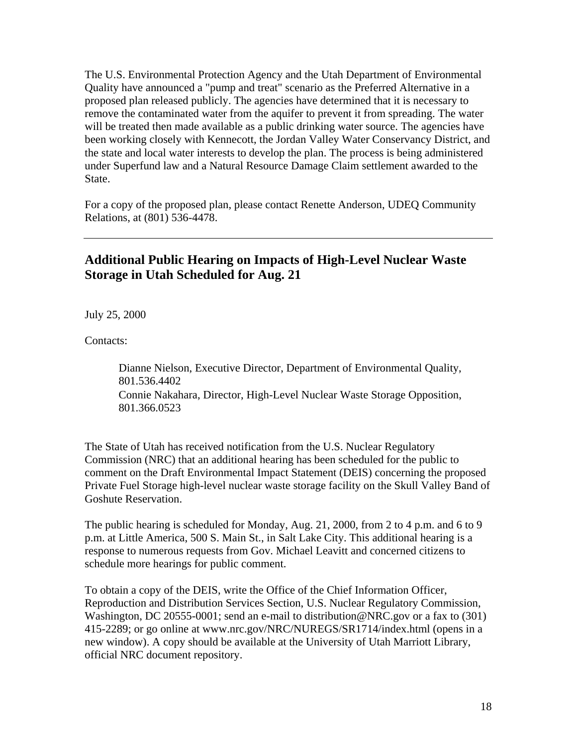The U.S. Environmental Protection Agency and the Utah Department of Environmental Quality have announced a "pump and treat" scenario as the Preferred Alternative in a proposed plan released publicly. The agencies have determined that it is necessary to remove the contaminated water from the aquifer to prevent it from spreading. The water will be treated then made available as a public drinking water source. The agencies have been working closely with Kennecott, the Jordan Valley Water Conservancy District, and the state and local water interests to develop the plan. The process is being administered under Superfund law and a Natural Resource Damage Claim settlement awarded to the State.

For a copy of the proposed plan, please contact Renette Anderson, UDEQ Community Relations, at (801) 536-4478.

---

## Additional Public Hearing on Impacts of High-Level Nuclear Waste Storage in Utah Scheduled for Aug. 21

July 25, 2000

Contacts:

> Dianne Nielson, Executive Director, Department of Environmental Quality, 801.536.4402
> Connie Nakahara, Director, High-Level Nuclear Waste Storage Opposition, 801.366.0523

The State of Utah has received notification from the U.S. Nuclear Regulatory Commission (NRC) that an additional hearing has been scheduled for the public to comment on the Draft Environmental Impact Statement (DEIS) concerning the proposed Private Fuel Storage high-level nuclear waste storage facility on the Skull Valley Band of Goshute Reservation.

The public hearing is scheduled for Monday, Aug. 21, 2000, from 2 to 4 p.m. and 6 to 9 p.m. at Little America, 500 S. Main St., in Salt Lake City. This additional hearing is a response to numerous requests from Gov. Michael Leavitt and concerned citizens to schedule more hearings for public comment.

To obtain a copy of the DEIS, write the Office of the Chief Information Officer, Reproduction and Distribution Services Section, U.S. Nuclear Regulatory Commission, Washington, DC 20555-0001; send an e-mail to distribution@NRC.gov or a fax to (301) 415-2289; or go online at www.nrc.gov/NRC/NUREGS/SR1714/index.html (opens in a new window). A copy should be available at the University of Utah Marriott Library, official NRC document repository.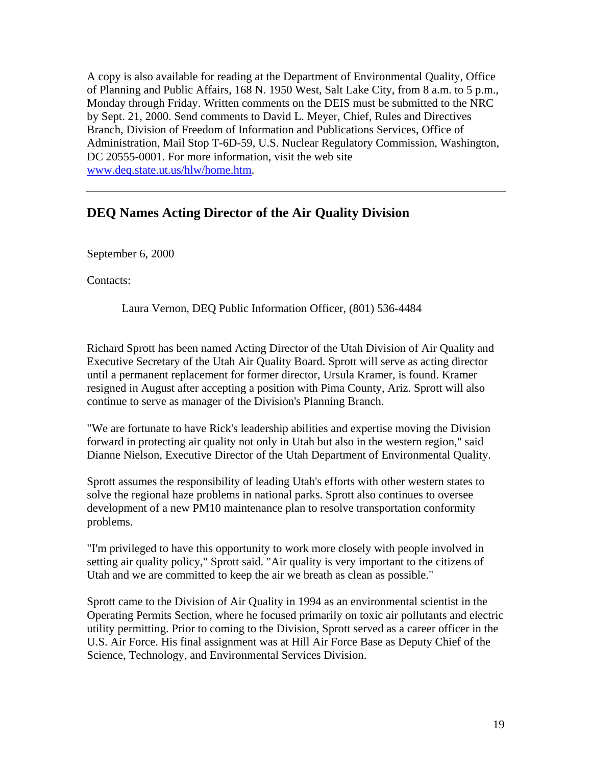A copy is also available for reading at the Department of Environmental Quality, Office of Planning and Public Affairs, 168 N. 1950 West, Salt Lake City, from 8 a.m. to 5 p.m., Monday through Friday. Written comments on the DEIS must be submitted to the NRC by Sept. 21, 2000. Send comments to David L. Meyer, Chief, Rules and Directives Branch, Division of Freedom of Information and Publications Services, Office of Administration, Mail Stop T-6D-59, U.S. Nuclear Regulatory Commission, Washington, DC 20555-0001. For more information, visit the web site www.deq.state.ut.us/hlw/home.htm.

---

## DEQ Names Acting Director of the Air Quality Division

September 6, 2000

Contacts:

Laura Vernon, DEQ Public Information Officer, (801) 536-4484

Richard Sprott has been named Acting Director of the Utah Division of Air Quality and Executive Secretary of the Utah Air Quality Board. Sprott will serve as acting director until a permanent replacement for former director, Ursula Kramer, is found. Kramer resigned in August after accepting a position with Pima County, Ariz. Sprott will also continue to serve as manager of the Division's Planning Branch.

"We are fortunate to have Rick's leadership abilities and expertise moving the Division forward in protecting air quality not only in Utah but also in the western region," said Dianne Nielson, Executive Director of the Utah Department of Environmental Quality.

Sprott assumes the responsibility of leading Utah's efforts with other western states to solve the regional haze problems in national parks. Sprott also continues to oversee development of a new PM10 maintenance plan to resolve transportation conformity problems.

"I'm privileged to have this opportunity to work more closely with people involved in setting air quality policy," Sprott said. "Air quality is very important to the citizens of Utah and we are committed to keep the air we breath as clean as possible."

Sprott came to the Division of Air Quality in 1994 as an environmental scientist in the Operating Permits Section, where he focused primarily on toxic air pollutants and electric utility permitting. Prior to coming to the Division, Sprott served as a career officer in the U.S. Air Force. His final assignment was at Hill Air Force Base as Deputy Chief of the Science, Technology, and Environmental Services Division.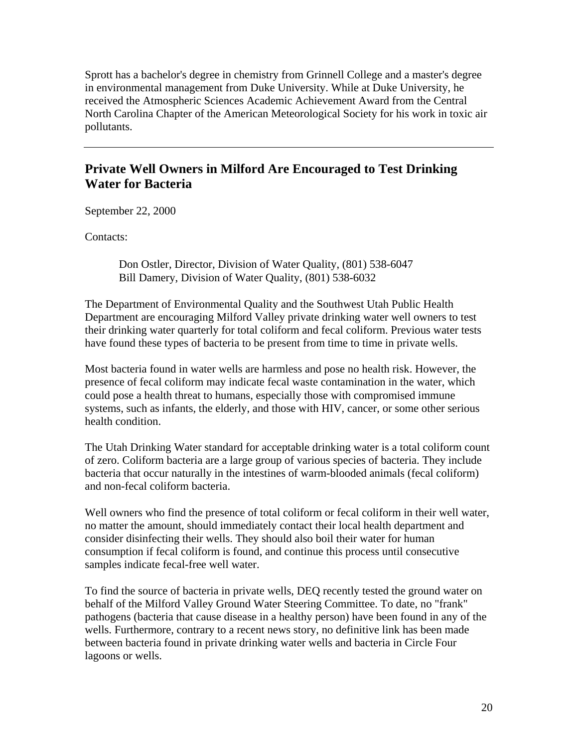Sprott has a bachelor's degree in chemistry from Grinnell College and a master's degree in environmental management from Duke University. While at Duke University, he received the Atmospheric Sciences Academic Achievement Award from the Central North Carolina Chapter of the American Meteorological Society for his work in toxic air pollutants.

---

## Private Well Owners in Milford Are Encouraged to Test Drinking Water for Bacteria

September 22, 2000

Contacts:

> Don Ostler, Director, Division of Water Quality, (801) 538-6047
> Bill Damery, Division of Water Quality, (801) 538-6032

The Department of Environmental Quality and the Southwest Utah Public Health Department are encouraging Milford Valley private drinking water well owners to test their drinking water quarterly for total coliform and fecal coliform. Previous water tests have found these types of bacteria to be present from time to time in private wells.

Most bacteria found in water wells are harmless and pose no health risk. However, the presence of fecal coliform may indicate fecal waste contamination in the water, which could pose a health threat to humans, especially those with compromised immune systems, such as infants, the elderly, and those with HIV, cancer, or some other serious health condition.

The Utah Drinking Water standard for acceptable drinking water is a total coliform count of zero. Coliform bacteria are a large group of various species of bacteria. They include bacteria that occur naturally in the intestines of warm-blooded animals (fecal coliform) and non-fecal coliform bacteria.

Well owners who find the presence of total coliform or fecal coliform in their well water, no matter the amount, should immediately contact their local health department and consider disinfecting their wells. They should also boil their water for human consumption if fecal coliform is found, and continue this process until consecutive samples indicate fecal-free well water.

To find the source of bacteria in private wells, DEQ recently tested the ground water on behalf of the Milford Valley Ground Water Steering Committee. To date, no "frank" pathogens (bacteria that cause disease in a healthy person) have been found in any of the wells. Furthermore, contrary to a recent news story, no definitive link has been made between bacteria found in private drinking water wells and bacteria in Circle Four lagoons or wells.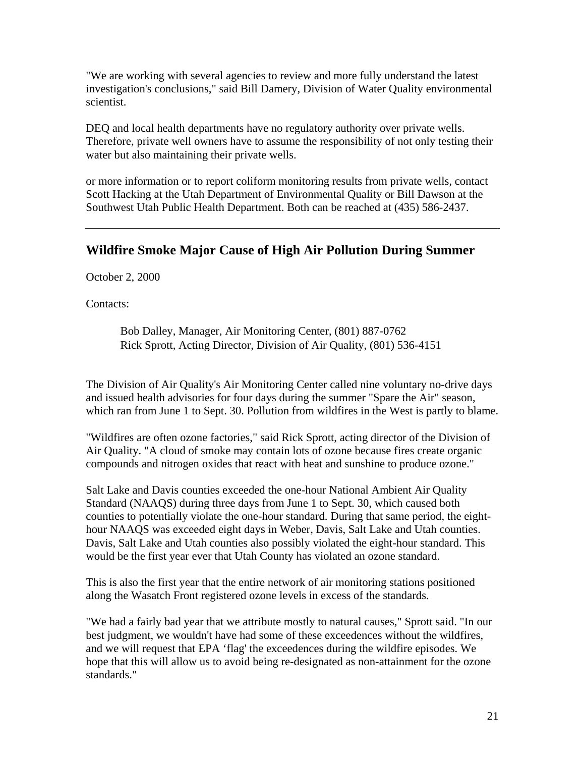"We are working with several agencies to review and more fully understand the latest investigation's conclusions," said Bill Damery, Division of Water Quality environmental scientist.

DEQ and local health departments have no regulatory authority over private wells. Therefore, private well owners have to assume the responsibility of not only testing their water but also maintaining their private wells.

or more information or to report coliform monitoring results from private wells, contact Scott Hacking at the Utah Department of Environmental Quality or Bill Dawson at the Southwest Utah Public Health Department. Both can be reached at (435) 586-2437.

---

## Wildfire Smoke Major Cause of High Air Pollution During Summer

October 2, 2000

Contacts:

> Bob Dalley, Manager, Air Monitoring Center, (801) 887-0762
> Rick Sprott, Acting Director, Division of Air Quality, (801) 536-4151

The Division of Air Quality's Air Monitoring Center called nine voluntary no-drive days and issued health advisories for four days during the summer "Spare the Air" season, which ran from June 1 to Sept. 30. Pollution from wildfires in the West is partly to blame.

"Wildfires are often ozone factories," said Rick Sprott, acting director of the Division of Air Quality. "A cloud of smoke may contain lots of ozone because fires create organic compounds and nitrogen oxides that react with heat and sunshine to produce ozone."

Salt Lake and Davis counties exceeded the one-hour National Ambient Air Quality Standard (NAAQS) during three days from June 1 to Sept. 30, which caused both counties to potentially violate the one-hour standard. During that same period, the eight-hour NAAQS was exceeded eight days in Weber, Davis, Salt Lake and Utah counties. Davis, Salt Lake and Utah counties also possibly violated the eight-hour standard. This would be the first year ever that Utah County has violated an ozone standard.

This is also the first year that the entire network of air monitoring stations positioned along the Wasatch Front registered ozone levels in excess of the standards.

"We had a fairly bad year that we attribute mostly to natural causes," Sprott said. "In our best judgment, we wouldn't have had some of these exceedences without the wildfires, and we will request that EPA 'flag' the exceedences during the wildfire episodes. We hope that this will allow us to avoid being re-designated as non-attainment for the ozone standards."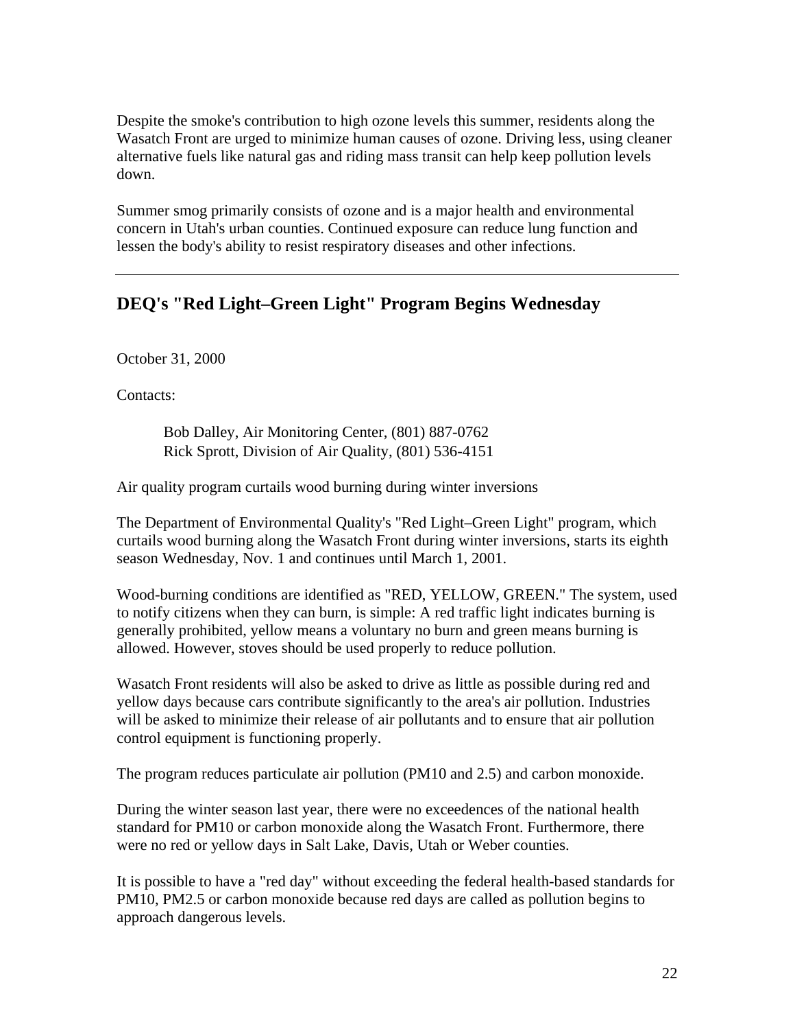Despite the smoke's contribution to high ozone levels this summer, residents along the Wasatch Front are urged to minimize human causes of ozone. Driving less, using cleaner alternative fuels like natural gas and riding mass transit can help keep pollution levels down.

Summer smog primarily consists of ozone and is a major health and environmental concern in Utah's urban counties. Continued exposure can reduce lung function and lessen the body's ability to resist respiratory diseases and other infections.

---

## DEQ's "Red Light–Green Light" Program Begins Wednesday

October 31, 2000

Contacts:

> Bob Dalley, Air Monitoring Center, (801) 887-0762
> Rick Sprott, Division of Air Quality, (801) 536-4151

Air quality program curtails wood burning during winter inversions

The Department of Environmental Quality's "Red Light–Green Light" program, which curtails wood burning along the Wasatch Front during winter inversions, starts its eighth season Wednesday, Nov. 1 and continues until March 1, 2001.

Wood-burning conditions are identified as "RED, YELLOW, GREEN." The system, used to notify citizens when they can burn, is simple: A red traffic light indicates burning is generally prohibited, yellow means a voluntary no burn and green means burning is allowed. However, stoves should be used properly to reduce pollution.

Wasatch Front residents will also be asked to drive as little as possible during red and yellow days because cars contribute significantly to the area's air pollution. Industries will be asked to minimize their release of air pollutants and to ensure that air pollution control equipment is functioning properly.

The program reduces particulate air pollution (PM10 and 2.5) and carbon monoxide.

During the winter season last year, there were no exceedences of the national health standard for PM10 or carbon monoxide along the Wasatch Front. Furthermore, there were no red or yellow days in Salt Lake, Davis, Utah or Weber counties.

It is possible to have a "red day" without exceeding the federal health-based standards for PM10, PM2.5 or carbon monoxide because red days are called as pollution begins to approach dangerous levels.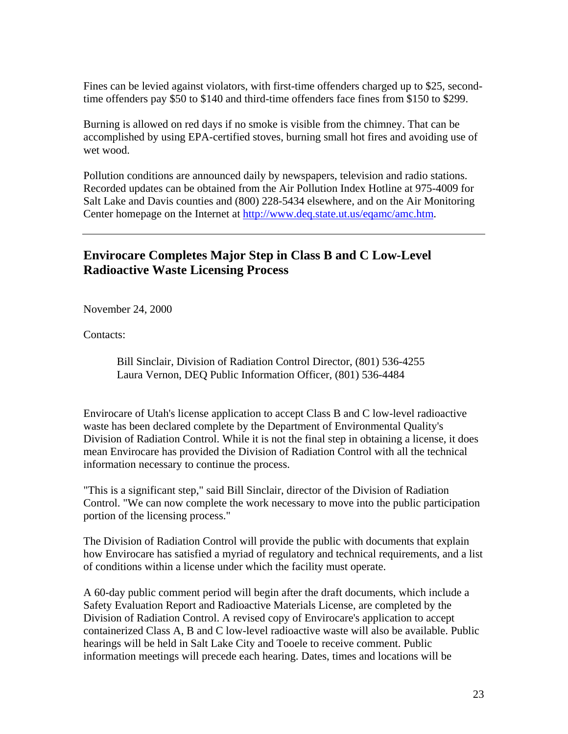Fines can be levied against violators, with first-time offenders charged up to $25, second-time offenders pay $50 to $140 and third-time offenders face fines from $150 to $299.

Burning is allowed on red days if no smoke is visible from the chimney. That can be accomplished by using EPA-certified stoves, burning small hot fires and avoiding use of wet wood.

Pollution conditions are announced daily by newspapers, television and radio stations. Recorded updates can be obtained from the Air Pollution Index Hotline at 975-4009 for Salt Lake and Davis counties and (800) 228-5434 elsewhere, and on the Air Monitoring Center homepage on the Internet at [http://www.deq.state.ut.us/eqamc/amc.htm](http://www.deq.state.ut.us/eqamc/amc.htm).

---

## Envirocare Completes Major Step in Class B and C Low-Level Radioactive Waste Licensing Process

November 24, 2000

Contacts:

> Bill Sinclair, Division of Radiation Control Director, (801) 536-4255
> Laura Vernon, DEQ Public Information Officer, (801) 536-4484

Envirocare of Utah's license application to accept Class B and C low-level radioactive waste has been declared complete by the Department of Environmental Quality's Division of Radiation Control. While it is not the final step in obtaining a license, it does mean Envirocare has provided the Division of Radiation Control with all the technical information necessary to continue the process.

"This is a significant step," said Bill Sinclair, director of the Division of Radiation Control. "We can now complete the work necessary to move into the public participation portion of the licensing process."

The Division of Radiation Control will provide the public with documents that explain how Envirocare has satisfied a myriad of regulatory and technical requirements, and a list of conditions within a license under which the facility must operate.

A 60-day public comment period will begin after the draft documents, which include a Safety Evaluation Report and Radioactive Materials License, are completed by the Division of Radiation Control. A revised copy of Envirocare's application to accept containerized Class A, B and C low-level radioactive waste will also be available. Public hearings will be held in Salt Lake City and Tooele to receive comment. Public information meetings will precede each hearing. Dates, times and locations will be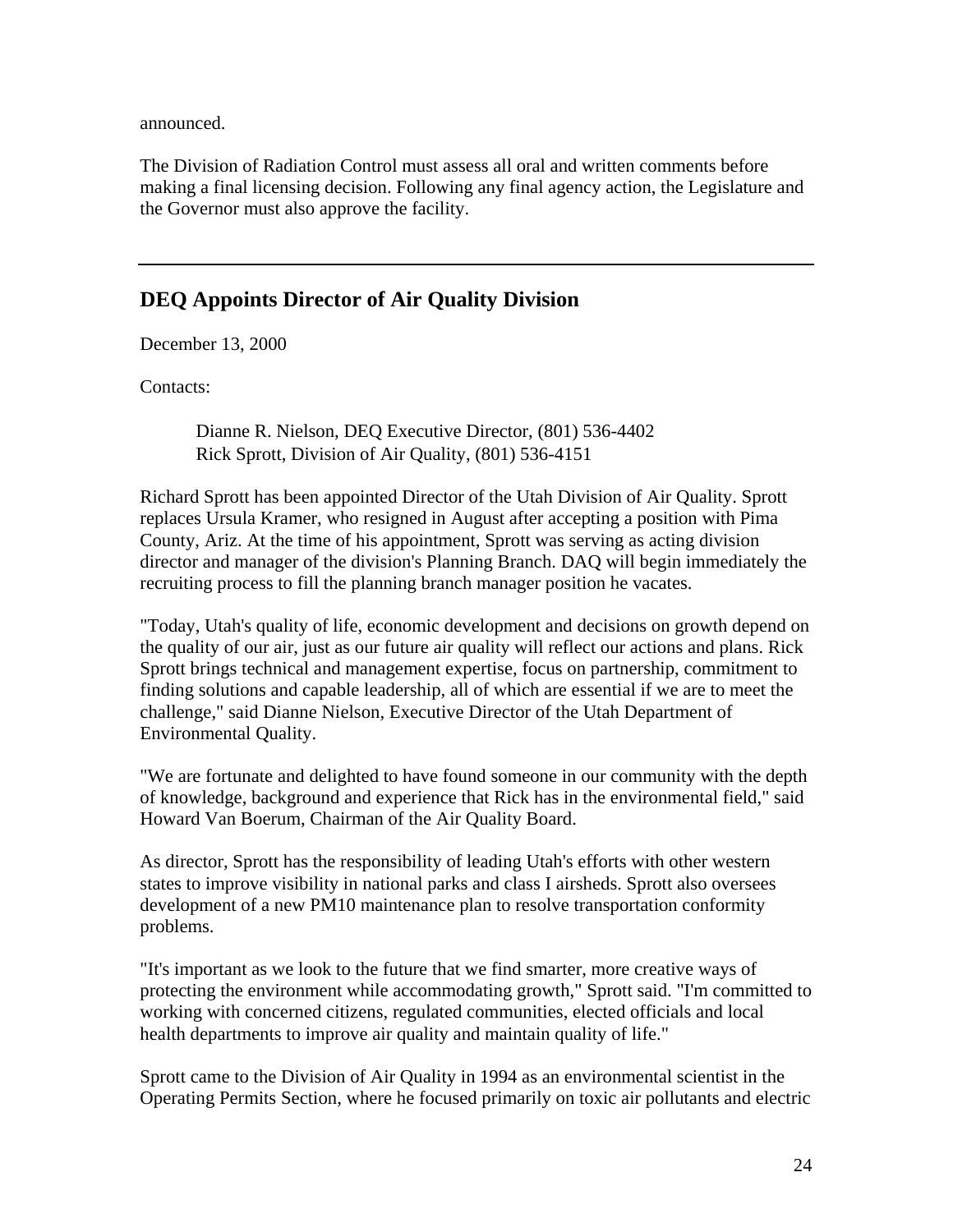announced.

The Division of Radiation Control must assess all oral and written comments before making a final licensing decision. Following any final agency action, the Legislature and the Governor must also approve the facility.

---

## DEQ Appoints Director of Air Quality Division

December 13, 2000

Contacts:

> Dianne R. Nielson, DEQ Executive Director, (801) 536-4402
> Rick Sprott, Division of Air Quality, (801) 536-4151

Richard Sprott has been appointed Director of the Utah Division of Air Quality. Sprott replaces Ursula Kramer, who resigned in August after accepting a position with Pima County, Ariz. At the time of his appointment, Sprott was serving as acting division director and manager of the division's Planning Branch. DAQ will begin immediately the recruiting process to fill the planning branch manager position he vacates.

"Today, Utah's quality of life, economic development and decisions on growth depend on the quality of our air, just as our future air quality will reflect our actions and plans. Rick Sprott brings technical and management expertise, focus on partnership, commitment to finding solutions and capable leadership, all of which are essential if we are to meet the challenge," said Dianne Nielson, Executive Director of the Utah Department of Environmental Quality.

"We are fortunate and delighted to have found someone in our community with the depth of knowledge, background and experience that Rick has in the environmental field," said Howard Van Boerum, Chairman of the Air Quality Board.

As director, Sprott has the responsibility of leading Utah's efforts with other western states to improve visibility in national parks and class I airsheds. Sprott also oversees development of a new PM10 maintenance plan to resolve transportation conformity problems.

"It's important as we look to the future that we find smarter, more creative ways of protecting the environment while accommodating growth," Sprott said. "I'm committed to working with concerned citizens, regulated communities, elected officials and local health departments to improve air quality and maintain quality of life."

Sprott came to the Division of Air Quality in 1994 as an environmental scientist in the Operating Permits Section, where he focused primarily on toxic air pollutants and electric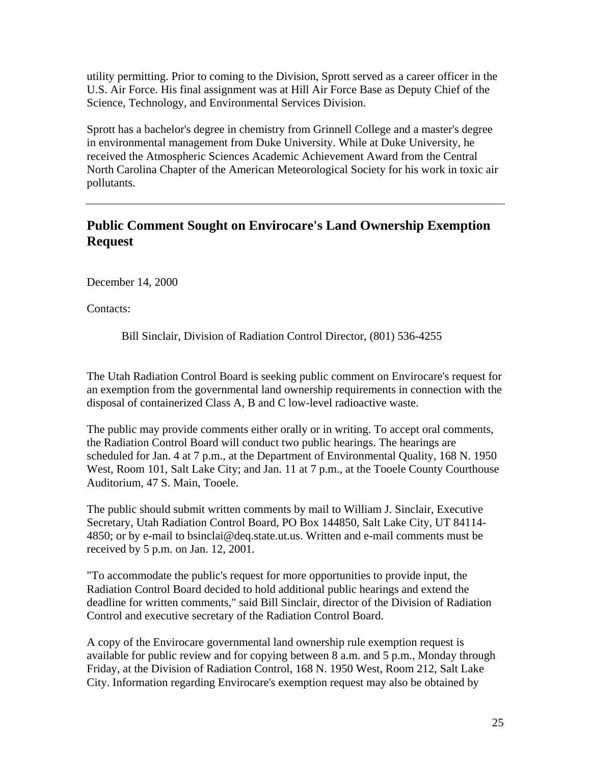utility permitting. Prior to coming to the Division, Sprott served as a career officer in the U.S. Air Force. His final assignment was at Hill Air Force Base as Deputy Chief of the Science, Technology, and Environmental Services Division.

Sprott has a bachelor's degree in chemistry from Grinnell College and a master's degree in environmental management from Duke University. While at Duke University, he received the Atmospheric Sciences Academic Achievement Award from the Central North Carolina Chapter of the American Meteorological Society for his work in toxic air pollutants.

---

## Public Comment Sought on Envirocare's Land Ownership Exemption Request

December 14, 2000

Contacts:

Bill Sinclair, Division of Radiation Control Director, (801) 536-4255

The Utah Radiation Control Board is seeking public comment on Envirocare's request for an exemption from the governmental land ownership requirements in connection with the disposal of containerized Class A, B and C low-level radioactive waste.

The public may provide comments either orally or in writing. To accept oral comments, the Radiation Control Board will conduct two public hearings. The hearings are scheduled for Jan. 4 at 7 p.m., at the Department of Environmental Quality, 168 N. 1950 West, Room 101, Salt Lake City; and Jan. 11 at 7 p.m., at the Tooele County Courthouse Auditorium, 47 S. Main, Tooele.

The public should submit written comments by mail to William J. Sinclair, Executive Secretary, Utah Radiation Control Board, PO Box 144850, Salt Lake City, UT 84114-4850; or by e-mail to bsinclai@deq.state.ut.us. Written and e-mail comments must be received by 5 p.m. on Jan. 12, 2001.

"To accommodate the public's request for more opportunities to provide input, the Radiation Control Board decided to hold additional public hearings and extend the deadline for written comments," said Bill Sinclair, director of the Division of Radiation Control and executive secretary of the Radiation Control Board.

A copy of the Envirocare governmental land ownership rule exemption request is available for public review and for copying between 8 a.m. and 5 p.m., Monday through Friday, at the Division of Radiation Control, 168 N. 1950 West, Room 212, Salt Lake City. Information regarding Envirocare's exemption request may also be obtained by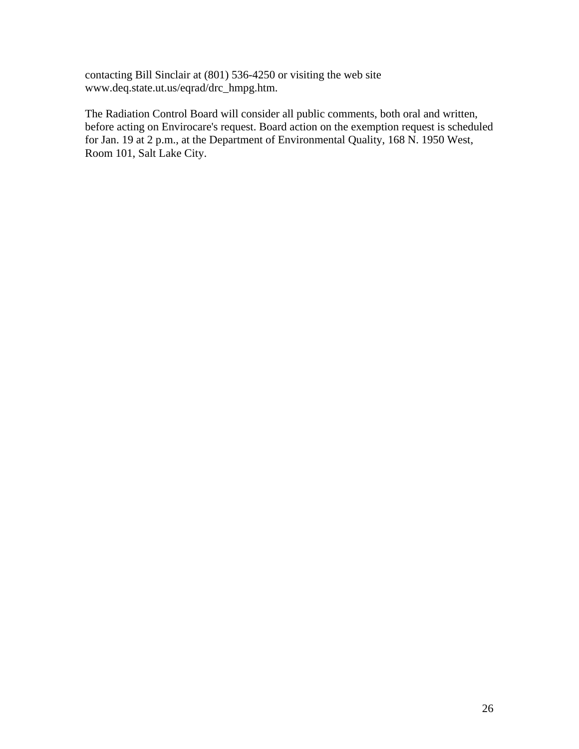contacting Bill Sinclair at (801) 536-4250 or visiting the web site www.deq.state.ut.us/eqrad/drc_hmpg.htm.

The Radiation Control Board will consider all public comments, both oral and written, before acting on Envirocare's request. Board action on the exemption request is scheduled for Jan. 19 at 2 p.m., at the Department of Environmental Quality, 168 N. 1950 West, Room 101, Salt Lake City.